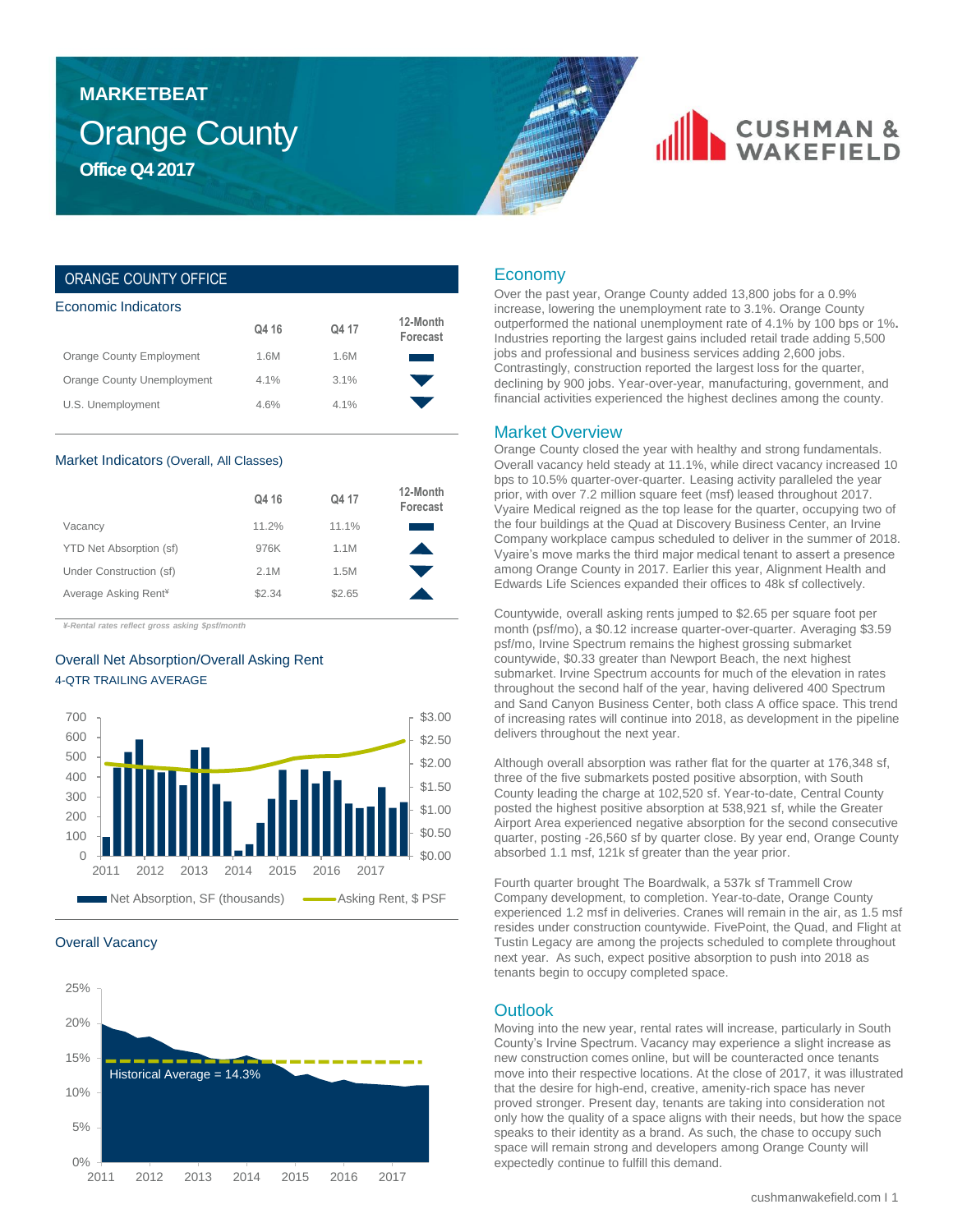# MARKETBEAT

# Orange County

**Office Q4 2017**

## ORANGE COUNTY OFFICE

### Economic Indicators

| | Q4 16 | Q4 17 | 12-Month Forecast |
|---|---|---|---|
| Orange County Employment | 1.6M | 1.6M | ▬ |
| Orange County Unemployment | 4.1% | 3.1% | ▼ |
| U.S. Unemployment | 4.6% | 4.1% | ▼ |

### Market Indicators (Overall, All Classes)

| | Q4 16 | Q4 17 | 12-Month Forecast |
|---|---|---|---|
| Vacancy | 11.2% | 11.1% | ▬ |
| YTD Net Absorption (sf) | 976K | 1.1M | ▲ |
| Under Construction (sf) | 2.1M | 1.5M | ▼ |
| Average Asking Rent¥ | $2.34 | $2.65 | ▲ |

*¥-Rental rates reflect gross asking $psf/month*

### Overall Net Absorption/Overall Asking Rent

4-QTR TRAILING AVERAGE

Net Absorption, SF (thousands) — Asking Rent, $ PSF

### Overall Vacancy

Historical Average = 14.3%

## Economy

Over the past year, Orange County added 13,800 jobs for a 0.9% increase, lowering the unemployment rate to 3.1%. Orange County outperformed the national unemployment rate of 4.1% by 100 bps or 1%. Industries reporting the largest gains included retail trade adding 5,500 jobs and professional and business services adding 2,600 jobs. Contrastingly, construction reported the largest loss for the quarter, declining by 900 jobs. Year-over-year, manufacturing, government, and financial activities experienced the highest declines among the county.

## Market Overview

Orange County closed the year with healthy and strong fundamentals. Overall vacancy held steady at 11.1%, while direct vacancy increased 10 bps to 10.5% quarter-over-quarter. Leasing activity paralleled the year prior, with over 7.2 million square feet (msf) leased throughout 2017. Vyaire Medical reigned as the top lease for the quarter, occupying two of the four buildings at the Quad at Discovery Business Center, an Irvine Company workplace campus scheduled to deliver in the summer of 2018. Vyaire's move marks the third major medical tenant to assert a presence among Orange County in 2017. Earlier this year, Alignment Health and Edwards Life Sciences expanded their offices to 48k sf collectively.

Countywide, overall asking rents jumped to $2.65 per square foot per month (psf/mo), a $0.12 increase quarter-over-quarter. Averaging $3.59 psf/mo, Irvine Spectrum remains the highest grossing submarket countywide, $0.33 greater than Newport Beach, the next highest submarket. Irvine Spectrum accounts for much of the elevation in rates throughout the second half of the year, having delivered 400 Spectrum and Sand Canyon Business Center, both class A office space. This trend of increasing rates will continue into 2018, as development in the pipeline delivers throughout the next year.

Although overall absorption was rather flat for the quarter at 176,348 sf, three of the five submarkets posted positive absorption, with South County leading the charge at 102,520 sf. Year-to-date, Central County posted the highest positive absorption at 538,921 sf, while the Greater Airport Area experienced negative absorption for the second consecutive quarter, posting -26,560 sf by quarter close. By year end, Orange County absorbed 1.1 msf, 121k sf greater than the year prior.

Fourth quarter brought The Boardwalk, a 537k sf Trammell Crow Company development, to completion. Year-to-date, Orange County experienced 1.2 msf in deliveries. Cranes will remain in the air, as 1.5 msf resides under construction countywide. FivePoint, the Quad, and Flight at Tustin Legacy are among the projects scheduled to complete throughout next year. As such, expect positive absorption to push into 2018 as tenants begin to occupy completed space.

## Outlook

Moving into the new year, rental rates will increase, particularly in South County's Irvine Spectrum. Vacancy may experience a slight increase as new construction comes online, but will be counteracted once tenants move into their respective locations. At the close of 2017, it was illustrated that the desire for high-end, creative, amenity-rich space has never proved stronger. Present day, tenants are taking into consideration not only how the quality of a space aligns with their needs, but how the space speaks to their identity as a brand. As such, the chase to occupy such space will remain strong and developers among Orange County will expectedly continue to fulfill this demand.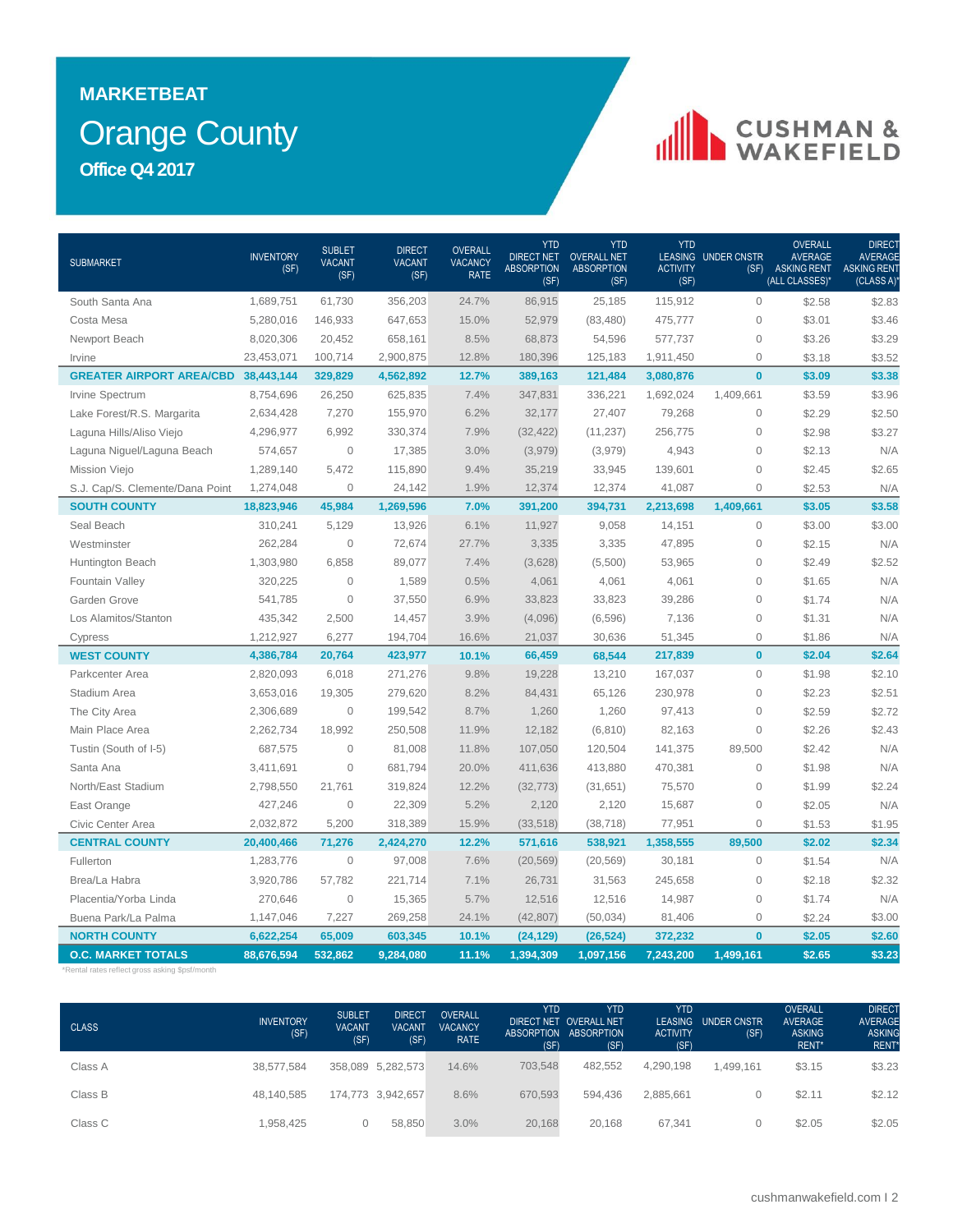# MARKETBEAT

## Orange County

### Office Q4 2017

| SUBMARKET | INVENTORY (SF) | SUBLET VACANT (SF) | DIRECT VACANT (SF) | OVERALL VACANCY RATE | YTD DIRECT NET ABSORPTION (SF) | YTD OVERALL NET ABSORPTION (SF) | YTD LEASING ACTIVITY (SF) | UNDER CNSTR (SF) | OVERALL AVERAGE ASKING RENT (ALL CLASSES)* | DIRECT AVERAGE ASKING RENT (CLASS A)* |
|---|---|---|---|---|---|---|---|---|---|---|
| South Santa Ana | 1,689,751 | 61,730 | 356,203 | 24.7% | 86,915 | 25,185 | 115,912 | 0 | $2.58 | $2.83 |
| Costa Mesa | 5,280,016 | 146,933 | 647,653 | 15.0% | 52,979 | (83,480) | 475,777 | 0 | $3.01 | $3.46 |
| Newport Beach | 8,020,306 | 20,452 | 658,161 | 8.5% | 68,873 | 54,596 | 577,737 | 0 | $3.26 | $3.29 |
| Irvine | 23,453,071 | 100,714 | 2,900,875 | 12.8% | 180,396 | 125,183 | 1,911,450 | 0 | $3.18 | $3.52 |
| **GREATER AIRPORT AREA/CBD** | **38,443,144** | **329,829** | **4,562,892** | **12.7%** | **389,163** | **121,484** | **3,080,876** | **0** | **$3.09** | **$3.38** |
| Irvine Spectrum | 8,754,696 | 26,250 | 625,835 | 7.4% | 347,831 | 336,221 | 1,692,024 | 1,409,661 | $3.59 | $3.96 |
| Lake Forest/R.S. Margarita | 2,634,428 | 7,270 | 155,970 | 6.2% | 32,177 | 27,407 | 79,268 | 0 | $2.29 | $2.50 |
| Laguna Hills/Aliso Viejo | 4,296,977 | 6,992 | 330,374 | 7.9% | (32,422) | (11,237) | 256,775 | 0 | $2.98 | $3.27 |
| Laguna Niguel/Laguna Beach | 574,657 | 0 | 17,385 | 3.0% | (3,979) | (3,979) | 4,943 | 0 | $2.13 | N/A |
| Mission Viejo | 1,289,140 | 5,472 | 115,890 | 9.4% | 35,219 | 33,945 | 139,601 | 0 | $2.45 | $2.65 |
| S.J. Cap/S. Clemente/Dana Point | 1,274,048 | 0 | 24,142 | 1.9% | 12,374 | 12,374 | 41,087 | 0 | $2.53 | N/A |
| **SOUTH COUNTY** | **18,823,946** | **45,984** | **1,269,596** | **7.0%** | **391,200** | **394,731** | **2,213,698** | **1,409,661** | **$3.05** | **$3.58** |
| Seal Beach | 310,241 | 5,129 | 13,926 | 6.1% | 11,927 | 9,058 | 14,151 | 0 | $3.00 | $3.00 |
| Westminster | 262,284 | 0 | 72,674 | 27.7% | 3,335 | 3,335 | 47,895 | 0 | $2.15 | N/A |
| Huntington Beach | 1,303,980 | 6,858 | 89,077 | 7.4% | (3,628) | (5,500) | 53,965 | 0 | $2.49 | $2.52 |
| Fountain Valley | 320,225 | 0 | 1,589 | 0.5% | 4,061 | 4,061 | 4,061 | 0 | $1.65 | N/A |
| Garden Grove | 541,785 | 0 | 37,550 | 6.9% | 33,823 | 33,823 | 39,286 | 0 | $1.74 | N/A |
| Los Alamitos/Stanton | 435,342 | 2,500 | 14,457 | 3.9% | (4,096) | (6,596) | 7,136 | 0 | $1.31 | N/A |
| Cypress | 1,212,927 | 6,277 | 194,704 | 16.6% | 21,037 | 30,636 | 51,345 | 0 | $1.86 | N/A |
| **WEST COUNTY** | **4,386,784** | **20,764** | **423,977** | **10.1%** | **66,459** | **68,544** | **217,839** | **0** | **$2.04** | **$2.64** |
| Parkcenter Area | 2,820,093 | 6,018 | 271,276 | 9.8% | 19,228 | 13,210 | 167,037 | 0 | $1.98 | $2.10 |
| Stadium Area | 3,653,016 | 19,305 | 279,620 | 8.2% | 84,431 | 65,126 | 230,978 | 0 | $2.23 | $2.51 |
| The City Area | 2,306,689 | 0 | 199,542 | 8.7% | 1,260 | 1,260 | 97,413 | 0 | $2.59 | $2.72 |
| Main Place Area | 2,262,734 | 18,992 | 250,508 | 11.9% | 12,182 | (6,810) | 82,163 | 0 | $2.26 | $2.43 |
| Tustin (South of I-5) | 687,575 | 0 | 81,008 | 11.8% | 107,050 | 120,504 | 141,375 | 89,500 | $2.42 | N/A |
| Santa Ana | 3,411,691 | 0 | 681,794 | 20.0% | 411,636 | 413,880 | 470,381 | 0 | $1.98 | N/A |
| North/East Stadium | 2,798,550 | 21,761 | 319,824 | 12.2% | (32,773) | (31,651) | 75,570 | 0 | $1.99 | $2.24 |
| East Orange | 427,246 | 0 | 22,309 | 5.2% | 2,120 | 2,120 | 15,687 | 0 | $2.05 | N/A |
| Civic Center Area | 2,032,872 | 5,200 | 318,389 | 15.9% | (33,518) | (38,718) | 77,951 | 0 | $1.53 | $1.95 |
| **CENTRAL COUNTY** | **20,400,466** | **71,276** | **2,424,270** | **12.2%** | **571,616** | **538,921** | **1,358,555** | **89,500** | **$2.02** | **$2.34** |
| Fullerton | 1,283,776 | 0 | 97,008 | 7.6% | (20,569) | (20,569) | 30,181 | 0 | $1.54 | N/A |
| Brea/La Habra | 3,920,786 | 57,782 | 221,714 | 7.1% | 26,731 | 31,563 | 245,658 | 0 | $2.18 | $2.32 |
| Placentia/Yorba Linda | 270,646 | 0 | 15,365 | 5.7% | 12,516 | 12,516 | 14,987 | 0 | $1.74 | N/A |
| Buena Park/La Palma | 1,147,046 | 7,227 | 269,258 | 24.1% | (42,807) | (50,034) | 81,406 | 0 | $2.24 | $3.00 |
| **NORTH COUNTY** | **6,622,254** | **65,009** | **603,345** | **10.1%** | **(24,129)** | **(26,524)** | **372,232** | **0** | **$2.05** | **$2.60** |
| **O.C. MARKET TOTALS** | **88,676,594** | **532,862** | **9,284,080** | **11.1%** | **1,394,309** | **1,097,156** | **7,243,200** | **1,499,161** | **$2.65** | **$3.23** |

*Rental rates reflect gross asking $psf/month

| CLASS | INVENTORY (SF) | SUBLET VACANT (SF) | DIRECT VACANT (SF) | OVERALL VACANCY RATE | YTD DIRECT NET ABSORPTION (SF) | YTD OVERALL NET ABSORPTION (SF) | YTD LEASING ACTIVITY (SF) | UNDER CNSTR (SF) | OVERALL AVERAGE ASKING RENT* | DIRECT AVERAGE ASKING RENT* |
|---|---|---|---|---|---|---|---|---|---|---|
| Class A | 38,577,584 | 358,089 | 5,282,573 | 14.6% | 703,548 | 482,552 | 4,290,198 | 1,499,161 | $3.15 | $3.23 |
| Class B | 48,140,585 | 174,773 | 3,942,657 | 8.6% | 670,593 | 594,436 | 2,885,661 | 0 | $2.11 | $2.12 |
| Class C | 1,958,425 | 0 | 58,850 | 3.0% | 20,168 | 20,168 | 67,341 | 0 | $2.05 | $2.05 |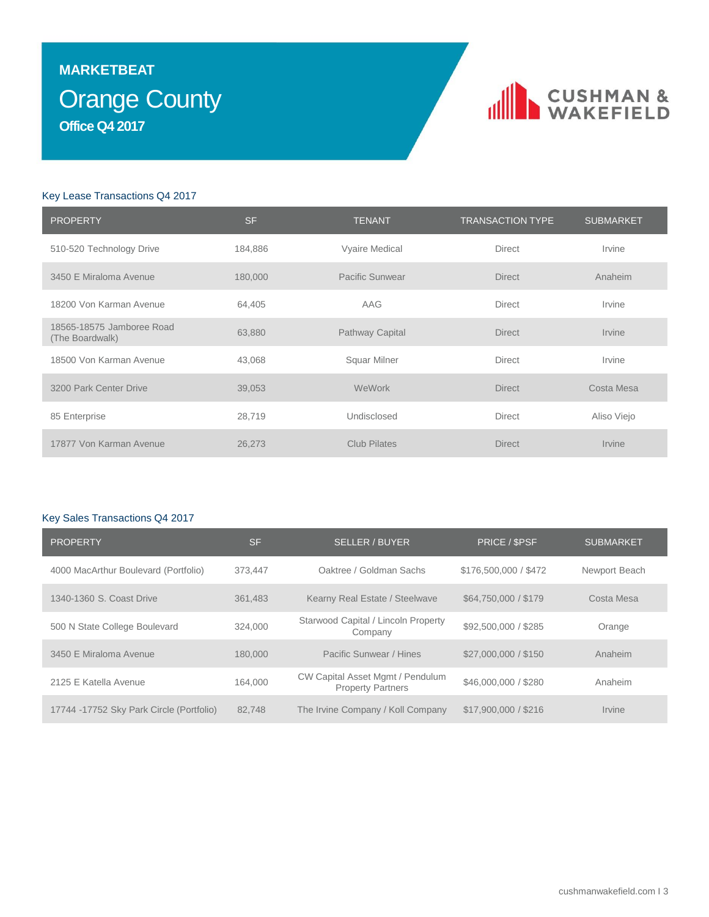**MARKETBEAT**

# Orange County

**Office Q4 2017**

CUSHMAN & WAKEFIELD

## Key Lease Transactions Q4 2017

| PROPERTY | SF | TENANT | TRANSACTION TYPE | SUBMARKET |
|---|---|---|---|---|
| 510-520 Technology Drive | 184,886 | Vyaire Medical | Direct | Irvine |
| 3450 E Miraloma Avenue | 180,000 | Pacific Sunwear | Direct | Anaheim |
| 18200 Von Karman Avenue | 64,405 | AAG | Direct | Irvine |
| 18565-18575 Jamboree Road (The Boardwalk) | 63,880 | Pathway Capital | Direct | Irvine |
| 18500 Von Karman Avenue | 43,068 | Squar Milner | Direct | Irvine |
| 3200 Park Center Drive | 39,053 | WeWork | Direct | Costa Mesa |
| 85 Enterprise | 28,719 | Undisclosed | Direct | Aliso Viejo |
| 17877 Von Karman Avenue | 26,273 | Club Pilates | Direct | Irvine |

## Key Sales Transactions Q4 2017

| PROPERTY | SF | SELLER / BUYER | PRICE / $PSF | SUBMARKET |
|---|---|---|---|---|
| 4000 MacArthur Boulevard (Portfolio) | 373,447 | Oaktree / Goldman Sachs | $176,500,000 / $472 | Newport Beach |
| 1340-1360 S. Coast Drive | 361,483 | Kearny Real Estate / Steelwave | $64,750,000 / $179 | Costa Mesa |
| 500 N State College Boulevard | 324,000 | Starwood Capital / Lincoln Property Company | $92,500,000 / $285 | Orange |
| 3450 E Miraloma Avenue | 180,000 | Pacific Sunwear / Hines | $27,000,000 / $150 | Anaheim |
| 2125 E Katella Avenue | 164,000 | CW Capital Asset Mgmt / Pendulum Property Partners | $46,000,000 / $280 | Anaheim |
| 17744 -17752 Sky Park Circle (Portfolio) | 82,748 | The Irvine Company / Koll Company | $17,900,000 / $216 | Irvine |

cushmanwakefield.com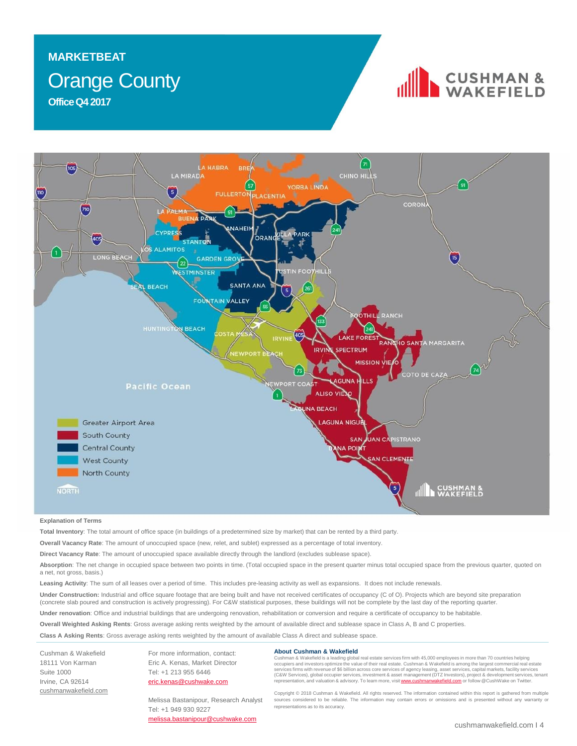# MARKETBEAT

# Orange County

**Office Q4 2017**

CUSHMAN & WAKEFIELD

LA HABRA
BREA
LA MIRADA
YORBA LINDA
CHINO HILLS
FULLERTON
PLACENTIA
CORONA
LA PALMA
BUENA PARK
ANAHEIM
CYPRESS
ORANGE
VILLA PARK
STANTON
LOS ALAMITOS
LONG BEACH
GARDEN GROVE
WESTMINSTER
TUSTIN FOOTHILLS
SEAL BEACH
SANTA ANA
FOUNTAIN VALLEY
FOOTHILL RANCH
HUNTINGTON BEACH
COSTA MESA
IRVINE
LAKE FOREST
RANCHO SANTA MARGARITA
NEWPORT BEACH
IRVINE SPECTRUM
MISSION VIEJO
COTO DE CAZA
NEWPORT COAST
LAGUNA HILLS
Pacific Ocean
ALISO VIEJO
LAGUNA BEACH
LAGUNA NIGUEL
SAN JUAN CAPISTRANO
DANA POINT
SAN CLEMENTE

Greater Airport Area
South County
Central County
West County
North County

NORTH

CUSHMAN & WAKEFIELD

**Explanation of Terms**

**Total Inventory**: The total amount of office space (in buildings of a predetermined size by market) that can be rented by a third party.

**Overall Vacancy Rate**: The amount of unoccupied space (new, relet, and sublet) expressed as a percentage of total inventory.

**Direct Vacancy Rate**: The amount of unoccupied space available directly through the landlord (excludes sublease space).

**Absorption**: The net change in occupied space between two points in time. (Total occupied space in the present quarter minus total occupied space from the previous quarter, quoted on a net, not gross, basis.)

**Leasing Activity**: The sum of all leases over a period of time. This includes pre-leasing activity as well as expansions. It does not include renewals.

**Under Construction:** Industrial and office square footage that are being built and have not received certificates of occupancy (C of O). Projects which are beyond site preparation (concrete slab poured and construction is actively progressing). For C&W statistical purposes, these buildings will not be complete by the last day of the reporting quarter.

**Under renovation**: Office and industrial buildings that are undergoing renovation, rehabilitation or conversion and require a certificate of occupancy to be habitable.

**Overall Weighted Asking Rents**: Gross average asking rents weighted by the amount of available direct and sublease space in Class A, B and C properties.

**Class A Asking Rents**: Gross average asking rents weighted by the amount of available Class A direct and sublease space.

Cushman & Wakefield
18111 Von Karman
Suite 1000
Irvine, CA 92614
cushmanwakefield.com

For more information, contact:
Eric A. Kenas, Market Director
Tel: +1 213 955 6446
eric.kenas@cushwake.com

Melissa Bastanipour, Research Analyst
Tel: +1 949 930 9227
melissa.bastanipour@cushwake.com

**About Cushman & Wakefield**

Cushman & Wakefield is a leading global real estate services firm with 45,000 employees in more than 70 countries helping occupiers and investors optimize the value of their real estate. Cushman & Wakefield is among the largest commercial real estate services firms with revenue of $6 billion across core services of agency leasing, asset services, capital markets, facility services (C&W Services), global occupier services, investment & asset management (DTZ Investors), project & development services, tenant representation, and valuation & advisory. To learn more, visit www.cushmanwakefield.com or follow @CushWake on Twitter.

Copyright © 2018 Cushman & Wakefield. All rights reserved. The information contained within this report is gathered from multiple sources considered to be reliable. The information may contain errors or omissions and is presented without any warranty or representations as to its accuracy.